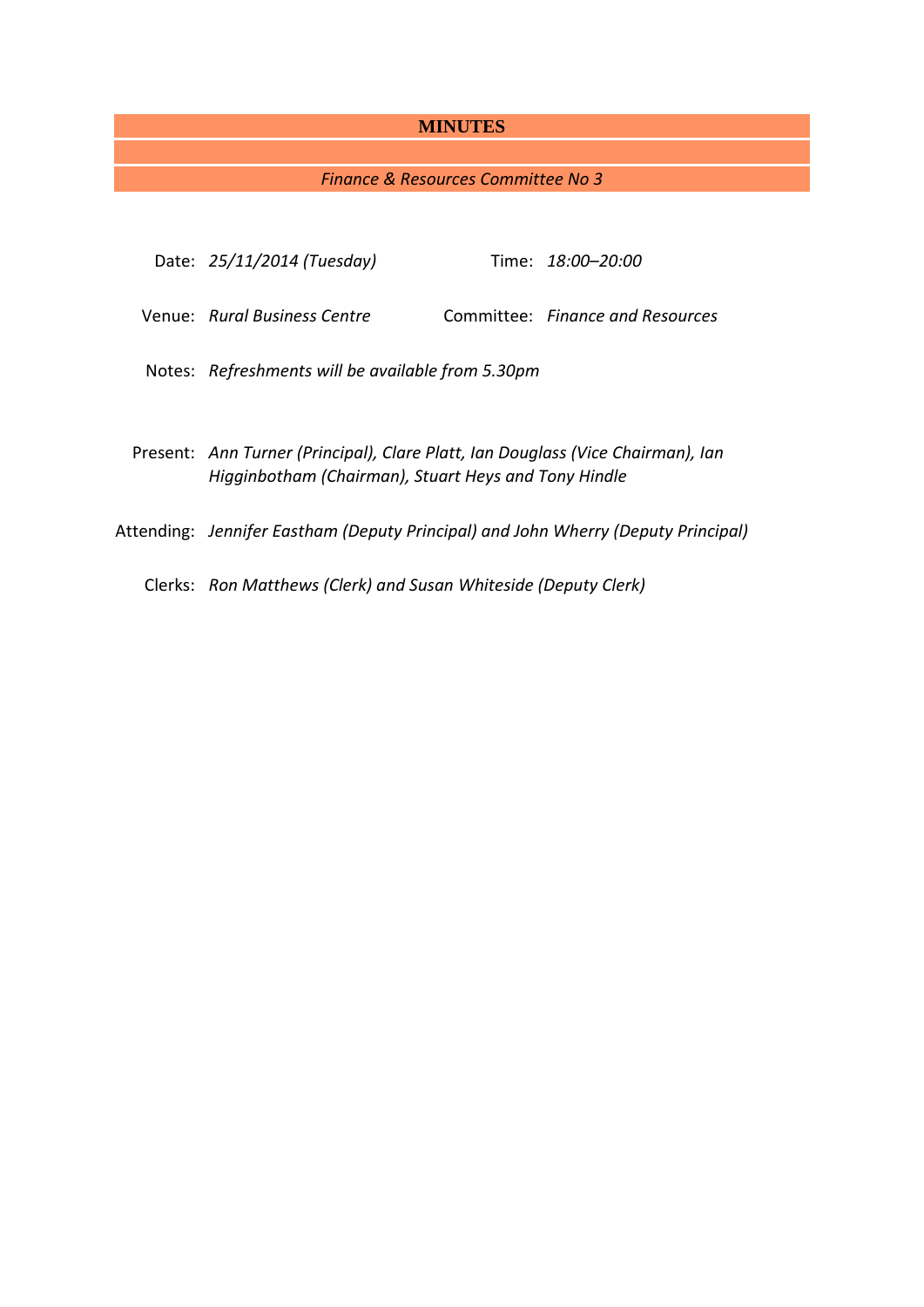# MINUTES

*Finance & Resources Committee No 3*

Date: *25/11/2014 (Tuesday)* Time: *18:00–20:00*

Venue: *Rural Business Centre* Committee: *Finance and Resources*

Notes: *Refreshments will be available from 5.30pm*

Present: *Ann Turner (Principal), Clare Platt, Ian Douglass (Vice Chairman), Ian Higginbotham (Chairman), Stuart Heys and Tony Hindle*

Attending: *Jennifer Eastham (Deputy Principal) and John Wherry (Deputy Principal)*

Clerks: *Ron Matthews (Clerk) and Susan Whiteside (Deputy Clerk)*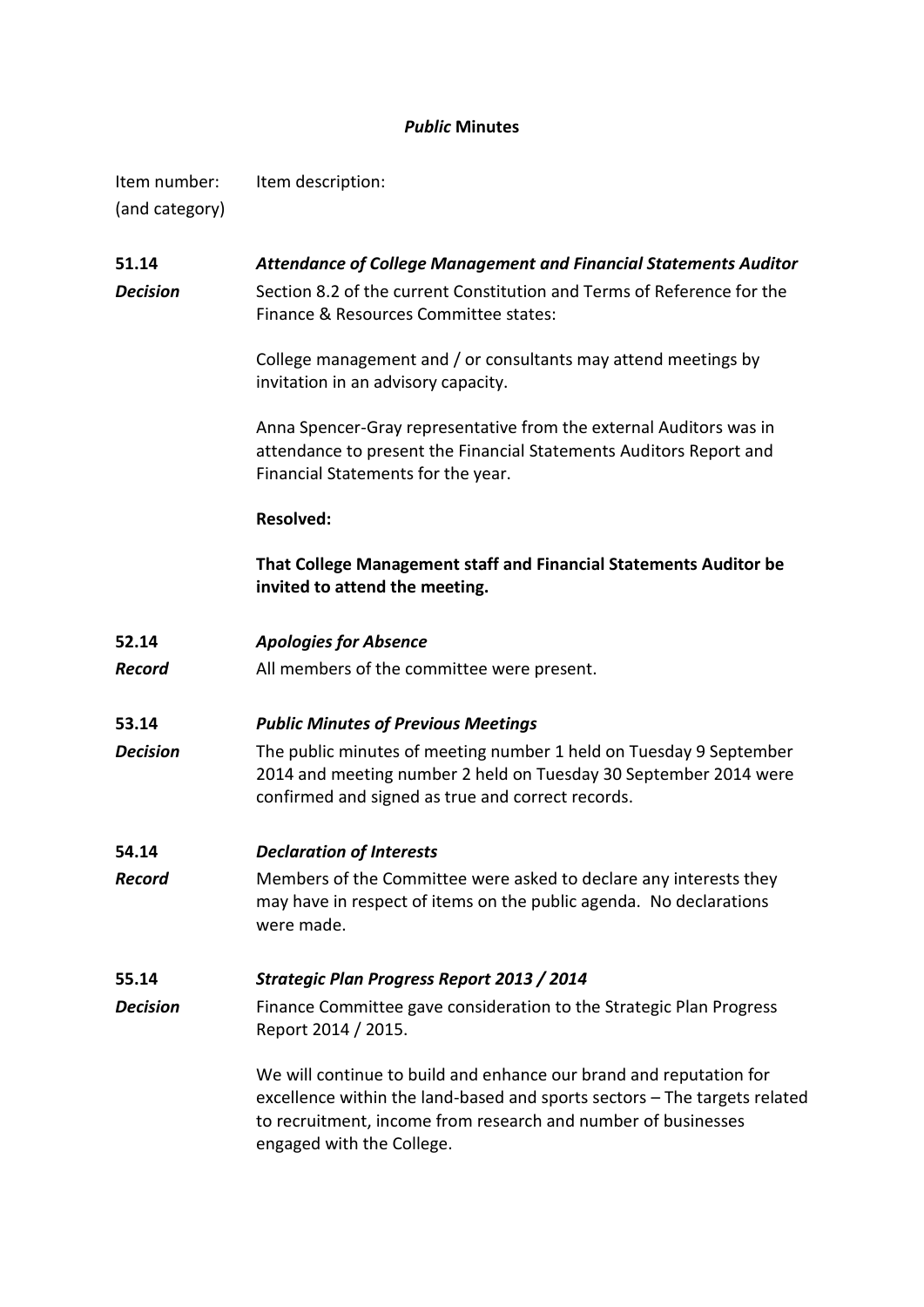**_Public_ Minutes**

| Item number: (and category) | Item description: |
|---|---|
| **51.14** | ***Attendance of College Management and Financial Statements Auditor*** |
| ***Decision*** | Section 8.2 of the current Constitution and Terms of Reference for the Finance & Resources Committee states:<br><br>College management and / or consultants may attend meetings by invitation in an advisory capacity.<br><br>Anna Spencer-Gray representative from the external Auditors was in attendance to present the Financial Statements Auditors Report and Financial Statements for the year.<br><br>**Resolved:**<br><br>**That College Management staff and Financial Statements Auditor be invited to attend the meeting.** |
| **52.14** | ***Apologies for Absence*** |
| ***Record*** | All members of the committee were present. |
| **53.14** | ***Public Minutes of Previous Meetings*** |
| ***Decision*** | The public minutes of meeting number 1 held on Tuesday 9 September 2014 and meeting number 2 held on Tuesday 30 September 2014 were confirmed and signed as true and correct records. |
| **54.14** | ***Declaration of Interests*** |
| ***Record*** | Members of the Committee were asked to declare any interests they may have in respect of items on the public agenda. No declarations were made. |
| **55.14** | ***Strategic Plan Progress Report 2013 / 2014*** |
| ***Decision*** | Finance Committee gave consideration to the Strategic Plan Progress Report 2014 / 2015.<br><br>We will continue to build and enhance our brand and reputation for excellence within the land-based and sports sectors – The targets related to recruitment, income from research and number of businesses engaged with the College. |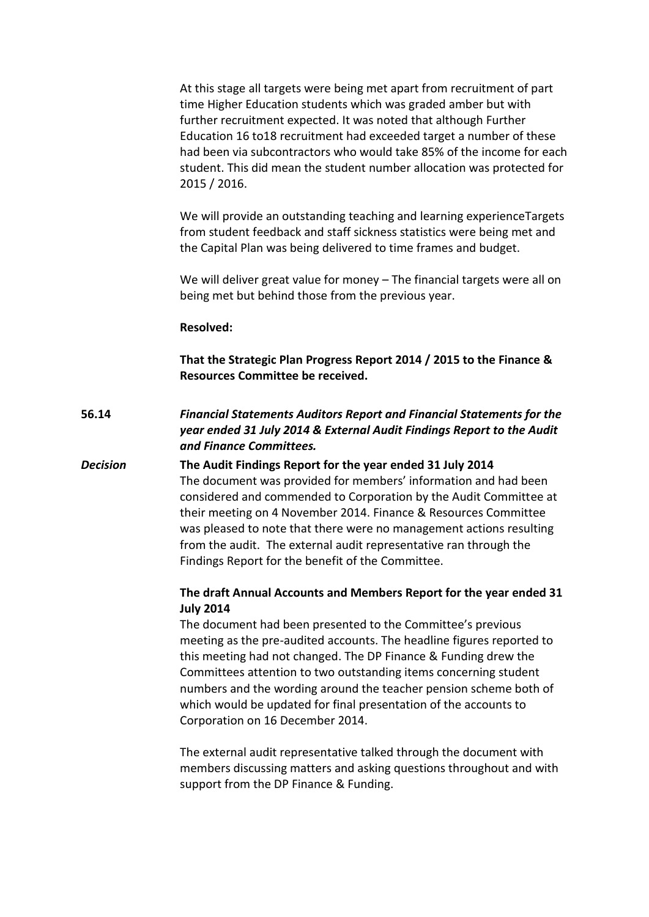At this stage all targets were being met apart from recruitment of part time Higher Education students which was graded amber but with further recruitment expected. It was noted that although Further Education 16 to18 recruitment had exceeded target a number of these had been via subcontractors who would take 85% of the income for each student. This did mean the student number allocation was protected for 2015 / 2016.

We will provide an outstanding teaching and learning experienceTargets from student feedback and staff sickness statistics were being met and the Capital Plan was being delivered to time frames and budget.

We will deliver great value for money – The financial targets were all on being met but behind those from the previous year.

**Resolved:**

**That the Strategic Plan Progress Report 2014 / 2015 to the Finance & Resources Committee be received.**

**56.14** ***Financial Statements Auditors Report and Financial Statements for the year ended 31 July 2014 & External Audit Findings Report to the Audit and Finance Committees.***

***Decision*** **The Audit Findings Report for the year ended 31 July 2014**

The document was provided for members' information and had been considered and commended to Corporation by the Audit Committee at their meeting on 4 November 2014. Finance & Resources Committee was pleased to note that there were no management actions resulting from the audit. The external audit representative ran through the Findings Report for the benefit of the Committee.

**The draft Annual Accounts and Members Report for the year ended 31 July 2014**

The document had been presented to the Committee's previous meeting as the pre-audited accounts. The headline figures reported to this meeting had not changed. The DP Finance & Funding drew the Committees attention to two outstanding items concerning student numbers and the wording around the teacher pension scheme both of which would be updated for final presentation of the accounts to Corporation on 16 December 2014.

The external audit representative talked through the document with members discussing matters and asking questions throughout and with support from the DP Finance & Funding.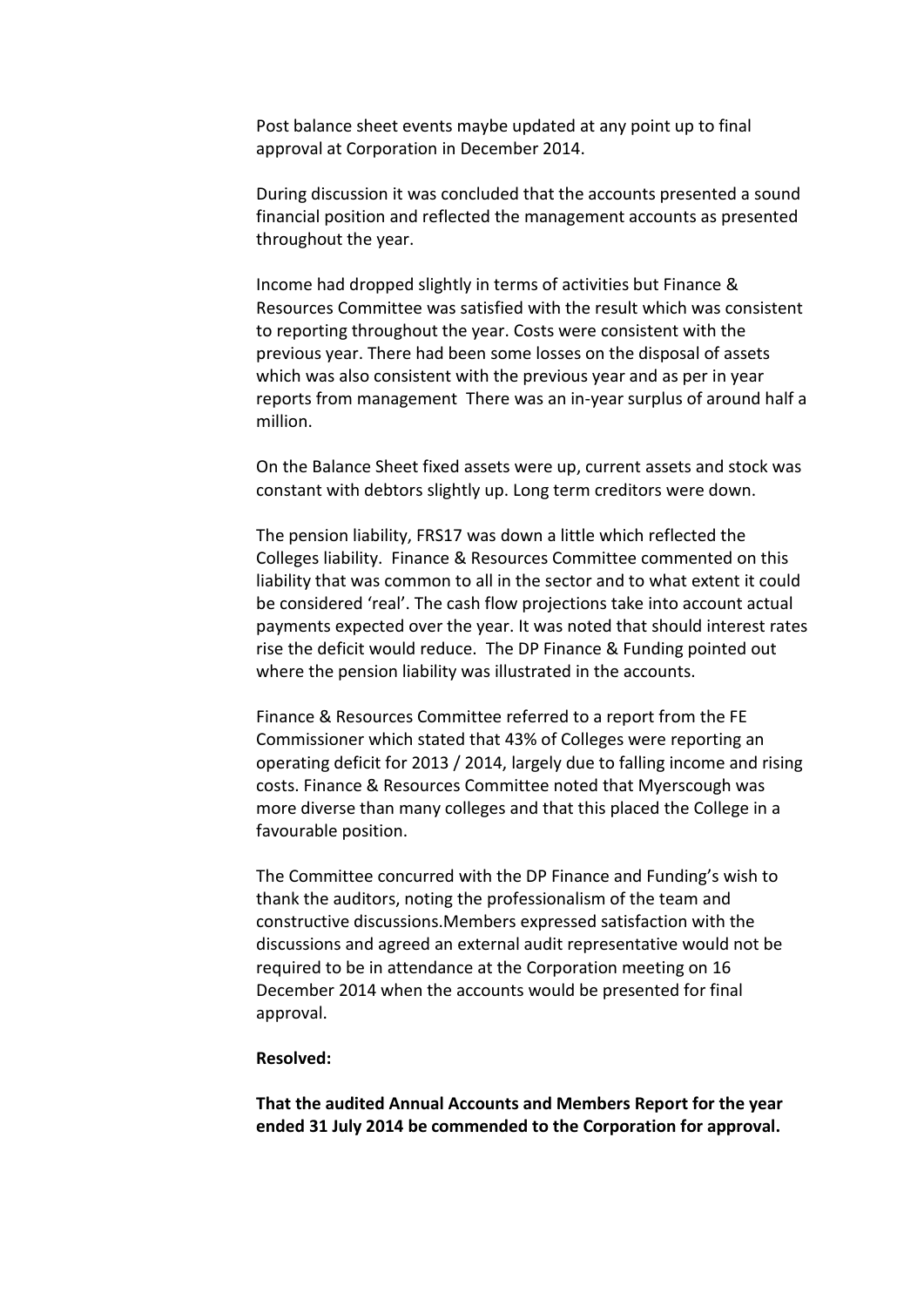Post balance sheet events maybe updated at any point up to final approval at Corporation in December 2014.

During discussion it was concluded that the accounts presented a sound financial position and reflected the management accounts as presented throughout the year.

Income had dropped slightly in terms of activities but Finance & Resources Committee was satisfied with the result which was consistent to reporting throughout the year. Costs were consistent with the previous year. There had been some losses on the disposal of assets which was also consistent with the previous year and as per in year reports from management There was an in-year surplus of around half a million.

On the Balance Sheet fixed assets were up, current assets and stock was constant with debtors slightly up. Long term creditors were down.

The pension liability, FRS17 was down a little which reflected the Colleges liability. Finance & Resources Committee commented on this liability that was common to all in the sector and to what extent it could be considered 'real'. The cash flow projections take into account actual payments expected over the year. It was noted that should interest rates rise the deficit would reduce. The DP Finance & Funding pointed out where the pension liability was illustrated in the accounts.

Finance & Resources Committee referred to a report from the FE Commissioner which stated that 43% of Colleges were reporting an operating deficit for 2013 / 2014, largely due to falling income and rising costs. Finance & Resources Committee noted that Myerscough was more diverse than many colleges and that this placed the College in a favourable position.

The Committee concurred with the DP Finance and Funding's wish to thank the auditors, noting the professionalism of the team and constructive discussions.Members expressed satisfaction with the discussions and agreed an external audit representative would not be required to be in attendance at the Corporation meeting on 16 December 2014 when the accounts would be presented for final approval.

**Resolved:**

**That the audited Annual Accounts and Members Report for the year ended 31 July 2014 be commended to the Corporation for approval.**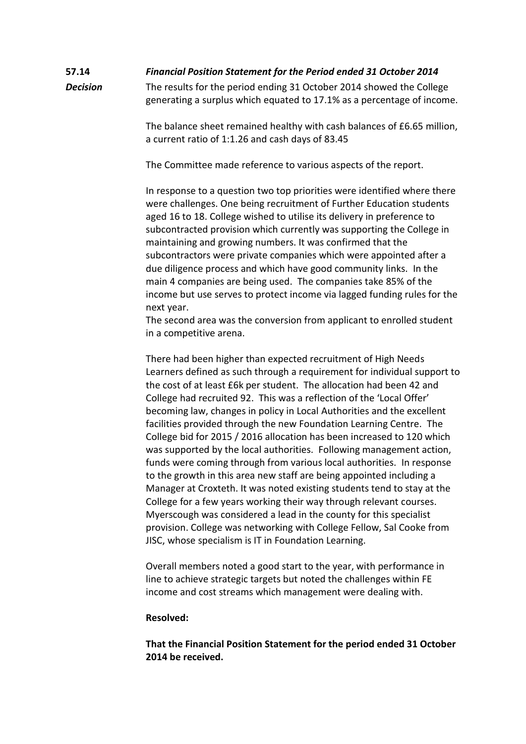**57.14** ***Financial Position Statement for the Period ended 31 October 2014***

***Decision***

The results for the period ending 31 October 2014 showed the College generating a surplus which equated to 17.1% as a percentage of income.

The balance sheet remained healthy with cash balances of £6.65 million, a current ratio of 1:1.26 and cash days of 83.45

The Committee made reference to various aspects of the report.

In response to a question two top priorities were identified where there were challenges. One being recruitment of Further Education students aged 16 to 18. College wished to utilise its delivery in preference to subcontracted provision which currently was supporting the College in maintaining and growing numbers. It was confirmed that the subcontractors were private companies which were appointed after a due diligence process and which have good community links. In the main 4 companies are being used. The companies take 85% of the income but use serves to protect income via lagged funding rules for the next year.
The second area was the conversion from applicant to enrolled student in a competitive arena.

There had been higher than expected recruitment of High Needs Learners defined as such through a requirement for individual support to the cost of at least £6k per student. The allocation had been 42 and College had recruited 92. This was a reflection of the 'Local Offer' becoming law, changes in policy in Local Authorities and the excellent facilities provided through the new Foundation Learning Centre. The College bid for 2015 / 2016 allocation has been increased to 120 which was supported by the local authorities. Following management action, funds were coming through from various local authorities. In response to the growth in this area new staff are being appointed including a Manager at Croxteth. It was noted existing students tend to stay at the College for a few years working their way through relevant courses. Myerscough was considered a lead in the county for this specialist provision. College was networking with College Fellow, Sal Cooke from JISC, whose specialism is IT in Foundation Learning.

Overall members noted a good start to the year, with performance in line to achieve strategic targets but noted the challenges within FE income and cost streams which management were dealing with.

**Resolved:**

**That the Financial Position Statement for the period ended 31 October 2014 be received.**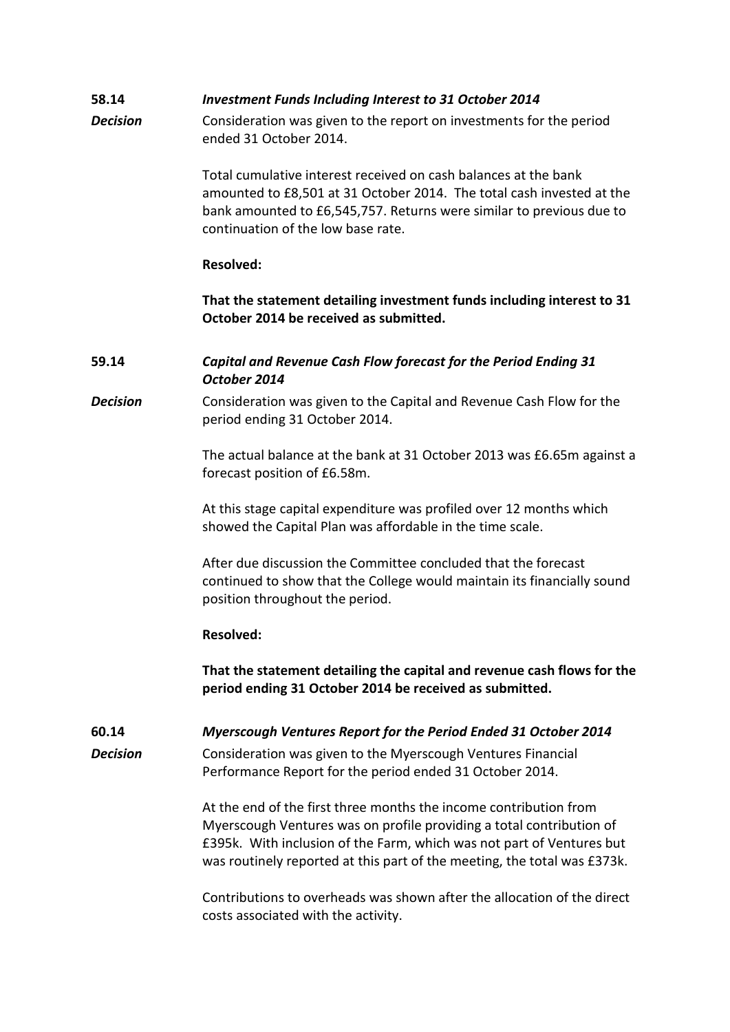**58.14** ***Investment Funds Including Interest to 31 October 2014***

***Decision*** Consideration was given to the report on investments for the period ended 31 October 2014.

Total cumulative interest received on cash balances at the bank amounted to £8,501 at 31 October 2014. The total cash invested at the bank amounted to £6,545,757. Returns were similar to previous due to continuation of the low base rate.

**Resolved:**

**That the statement detailing investment funds including interest to 31 October 2014 be received as submitted.**

**59.14** ***Capital and Revenue Cash Flow forecast for the Period Ending 31 October 2014***

***Decision*** Consideration was given to the Capital and Revenue Cash Flow for the period ending 31 October 2014.

The actual balance at the bank at 31 October 2013 was £6.65m against a forecast position of £6.58m.

At this stage capital expenditure was profiled over 12 months which showed the Capital Plan was affordable in the time scale.

After due discussion the Committee concluded that the forecast continued to show that the College would maintain its financially sound position throughout the period.

**Resolved:**

**That the statement detailing the capital and revenue cash flows for the period ending 31 October 2014 be received as submitted.**

**60.14** ***Myerscough Ventures Report for the Period Ended 31 October 2014***

***Decision*** Consideration was given to the Myerscough Ventures Financial Performance Report for the period ended 31 October 2014.

At the end of the first three months the income contribution from Myerscough Ventures was on profile providing a total contribution of £395k. With inclusion of the Farm, which was not part of Ventures but was routinely reported at this part of the meeting, the total was £373k.

Contributions to overheads was shown after the allocation of the direct costs associated with the activity.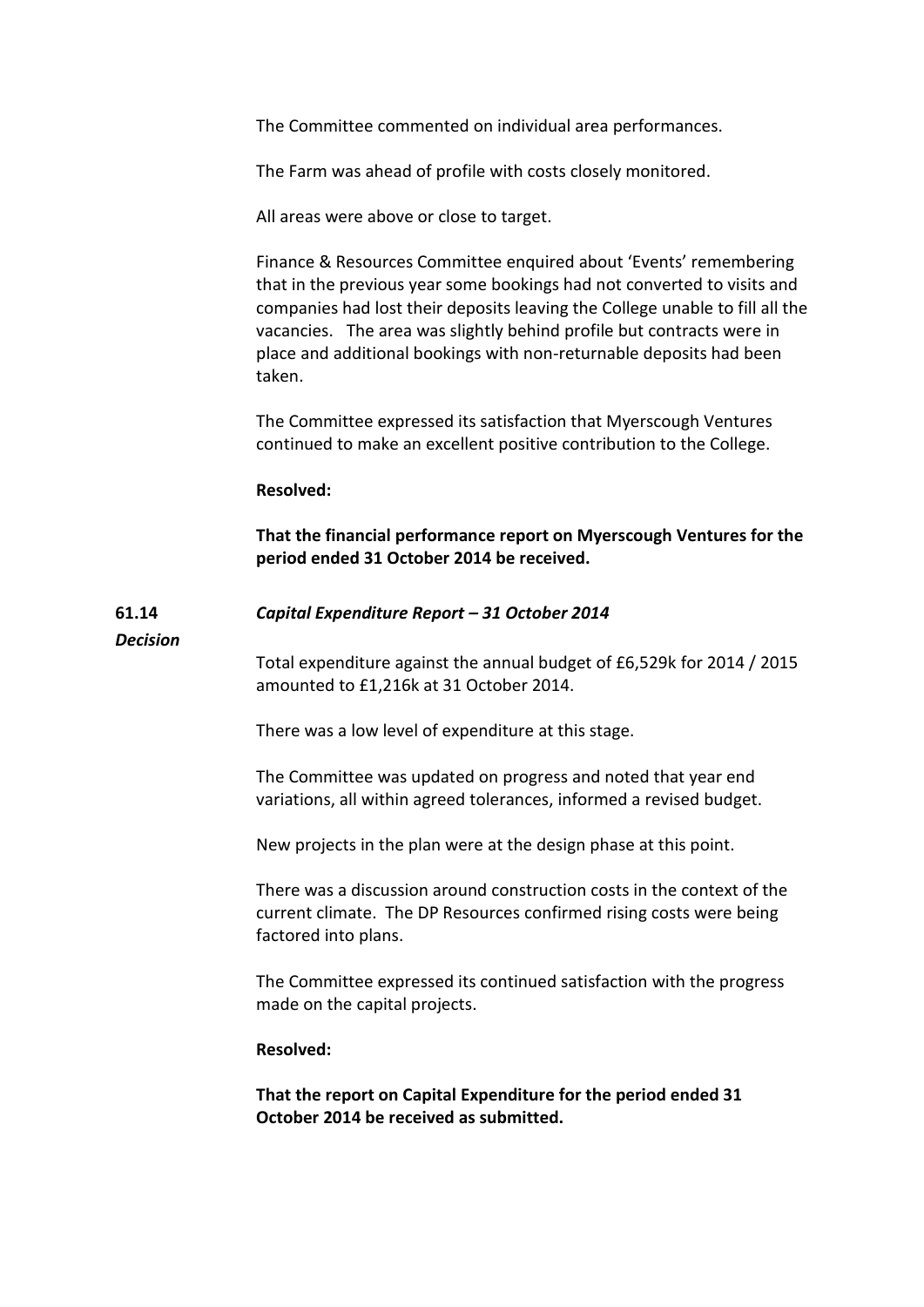The Committee commented on individual area performances.

The Farm was ahead of profile with costs closely monitored.

All areas were above or close to target.

Finance & Resources Committee enquired about 'Events' remembering that in the previous year some bookings had not converted to visits and companies had lost their deposits leaving the College unable to fill all the vacancies. The area was slightly behind profile but contracts were in place and additional bookings with non-returnable deposits had been taken.

The Committee expressed its satisfaction that Myerscough Ventures continued to make an excellent positive contribution to the College.

**Resolved:**

**That the financial performance report on Myerscough Ventures for the period ended 31 October 2014 be received.**

**61.14** ***Capital Expenditure Report – 31 October 2014***

***Decision***

Total expenditure against the annual budget of £6,529k for 2014 / 2015 amounted to £1,216k at 31 October 2014.

There was a low level of expenditure at this stage.

The Committee was updated on progress and noted that year end variations, all within agreed tolerances, informed a revised budget.

New projects in the plan were at the design phase at this point.

There was a discussion around construction costs in the context of the current climate. The DP Resources confirmed rising costs were being factored into plans.

The Committee expressed its continued satisfaction with the progress made on the capital projects.

**Resolved:**

**That the report on Capital Expenditure for the period ended 31 October 2014 be received as submitted.**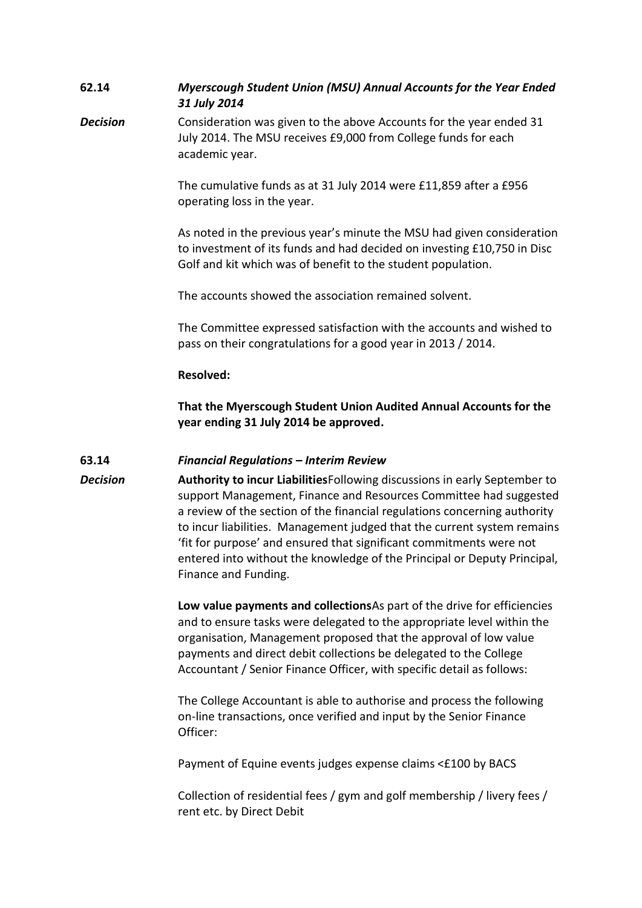**62.14** ***Myerscough Student Union (MSU) Annual Accounts for the Year Ended 31 July 2014***

***Decision***

Consideration was given to the above Accounts for the year ended 31 July 2014. The MSU receives £9,000 from College funds for each academic year.

The cumulative funds as at 31 July 2014 were £11,859 after a £956 operating loss in the year.

As noted in the previous year's minute the MSU had given consideration to investment of its funds and had decided on investing £10,750 in Disc Golf and kit which was of benefit to the student population.

The accounts showed the association remained solvent.

The Committee expressed satisfaction with the accounts and wished to pass on their congratulations for a good year in 2013 / 2014.

**Resolved:**

**That the Myerscough Student Union Audited Annual Accounts for the year ending 31 July 2014 be approved.**

**63.14** ***Financial Regulations – Interim Review***

***Decision***

**Authority to incur Liabilities**Following discussions in early September to support Management, Finance and Resources Committee had suggested a review of the section of the financial regulations concerning authority to incur liabilities. Management judged that the current system remains 'fit for purpose' and ensured that significant commitments were not entered into without the knowledge of the Principal or Deputy Principal, Finance and Funding.

**Low value payments and collections**As part of the drive for efficiencies and to ensure tasks were delegated to the appropriate level within the organisation, Management proposed that the approval of low value payments and direct debit collections be delegated to the College Accountant / Senior Finance Officer, with specific detail as follows:

The College Accountant is able to authorise and process the following on-line transactions, once verified and input by the Senior Finance Officer:

Payment of Equine events judges expense claims <£100 by BACS

Collection of residential fees / gym and golf membership / livery fees / rent etc. by Direct Debit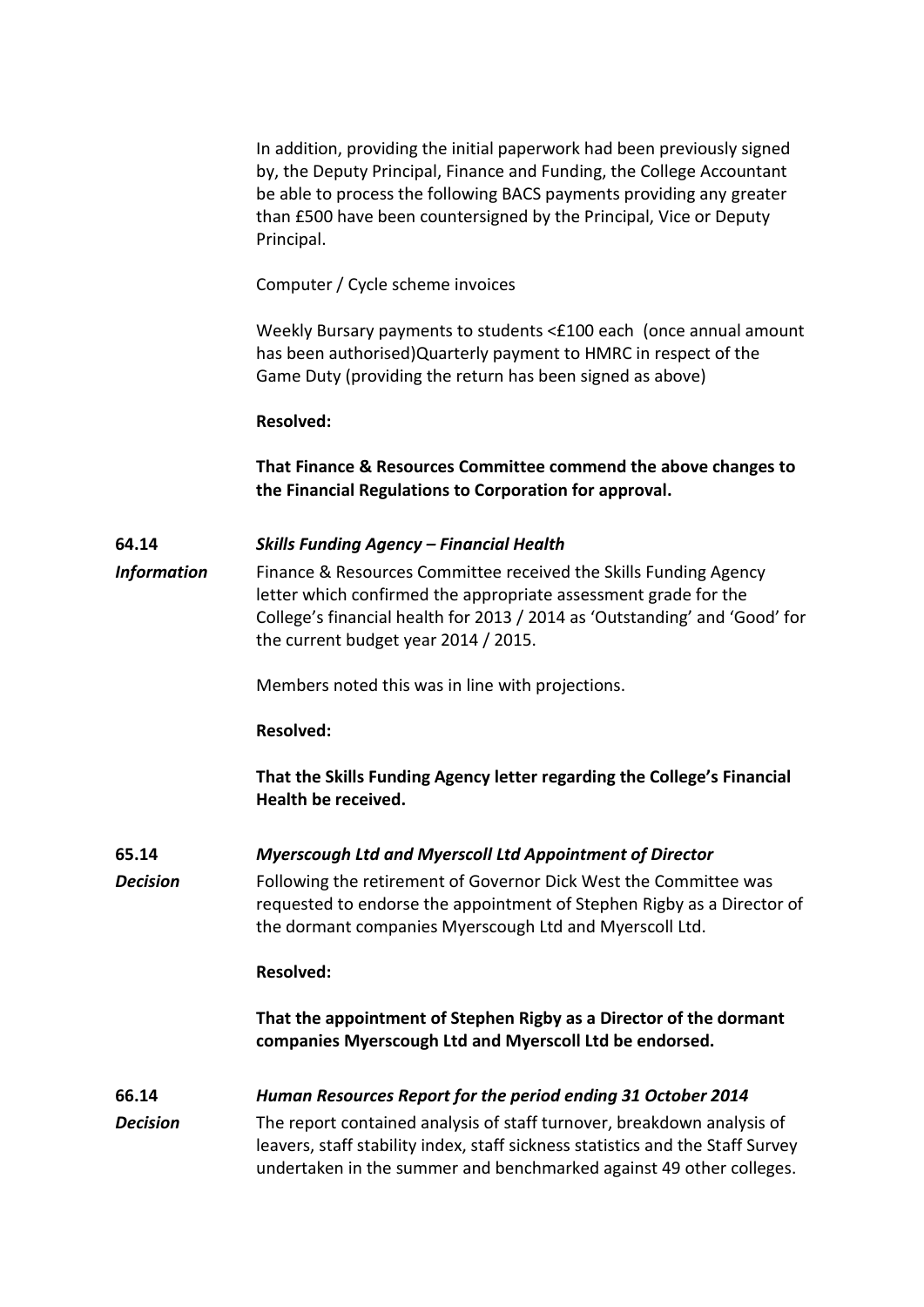In addition, providing the initial paperwork had been previously signed by, the Deputy Principal, Finance and Funding, the College Accountant be able to process the following BACS payments providing any greater than £500 have been countersigned by the Principal, Vice or Deputy Principal.

Computer / Cycle scheme invoices

Weekly Bursary payments to students <£100 each (once annual amount has been authorised)Quarterly payment to HMRC in respect of the Game Duty (providing the return has been signed as above)

**Resolved:**

**That Finance & Resources Committee commend the above changes to the Financial Regulations to Corporation for approval.**

**64.14** ***Skills Funding Agency – Financial Health***

***Information***

Finance & Resources Committee received the Skills Funding Agency letter which confirmed the appropriate assessment grade for the College's financial health for 2013 / 2014 as 'Outstanding' and 'Good' for the current budget year 2014 / 2015.

Members noted this was in line with projections.

**Resolved:**

**That the Skills Funding Agency letter regarding the College's Financial Health be received.**

**65.14** ***Myerscough Ltd and Myerscoll Ltd Appointment of Director***

***Decision***

Following the retirement of Governor Dick West the Committee was requested to endorse the appointment of Stephen Rigby as a Director of the dormant companies Myerscough Ltd and Myerscoll Ltd.

**Resolved:**

**That the appointment of Stephen Rigby as a Director of the dormant companies Myerscough Ltd and Myerscoll Ltd be endorsed.**

**66.14** ***Human Resources Report for the period ending 31 October 2014***

***Decision***

The report contained analysis of staff turnover, breakdown analysis of leavers, staff stability index, staff sickness statistics and the Staff Survey undertaken in the summer and benchmarked against 49 other colleges.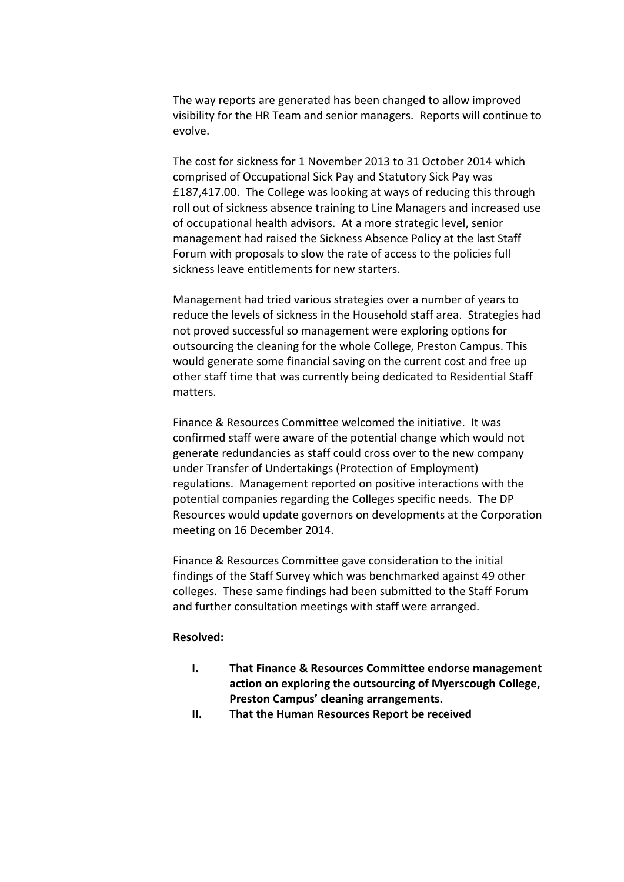The way reports are generated has been changed to allow improved visibility for the HR Team and senior managers. Reports will continue to evolve.

The cost for sickness for 1 November 2013 to 31 October 2014 which comprised of Occupational Sick Pay and Statutory Sick Pay was £187,417.00. The College was looking at ways of reducing this through roll out of sickness absence training to Line Managers and increased use of occupational health advisors. At a more strategic level, senior management had raised the Sickness Absence Policy at the last Staff Forum with proposals to slow the rate of access to the policies full sickness leave entitlements for new starters.

Management had tried various strategies over a number of years to reduce the levels of sickness in the Household staff area. Strategies had not proved successful so management were exploring options for outsourcing the cleaning for the whole College, Preston Campus. This would generate some financial saving on the current cost and free up other staff time that was currently being dedicated to Residential Staff matters.

Finance & Resources Committee welcomed the initiative. It was confirmed staff were aware of the potential change which would not generate redundancies as staff could cross over to the new company under Transfer of Undertakings (Protection of Employment) regulations. Management reported on positive interactions with the potential companies regarding the Colleges specific needs. The DP Resources would update governors on developments at the Corporation meeting on 16 December 2014.

Finance & Resources Committee gave consideration to the initial findings of the Staff Survey which was benchmarked against 49 other colleges. These same findings had been submitted to the Staff Forum and further consultation meetings with staff were arranged.

**Resolved:**

- **I. That Finance & Resources Committee endorse management action on exploring the outsourcing of Myerscough College, Preston Campus' cleaning arrangements.**
- **II. That the Human Resources Report be received**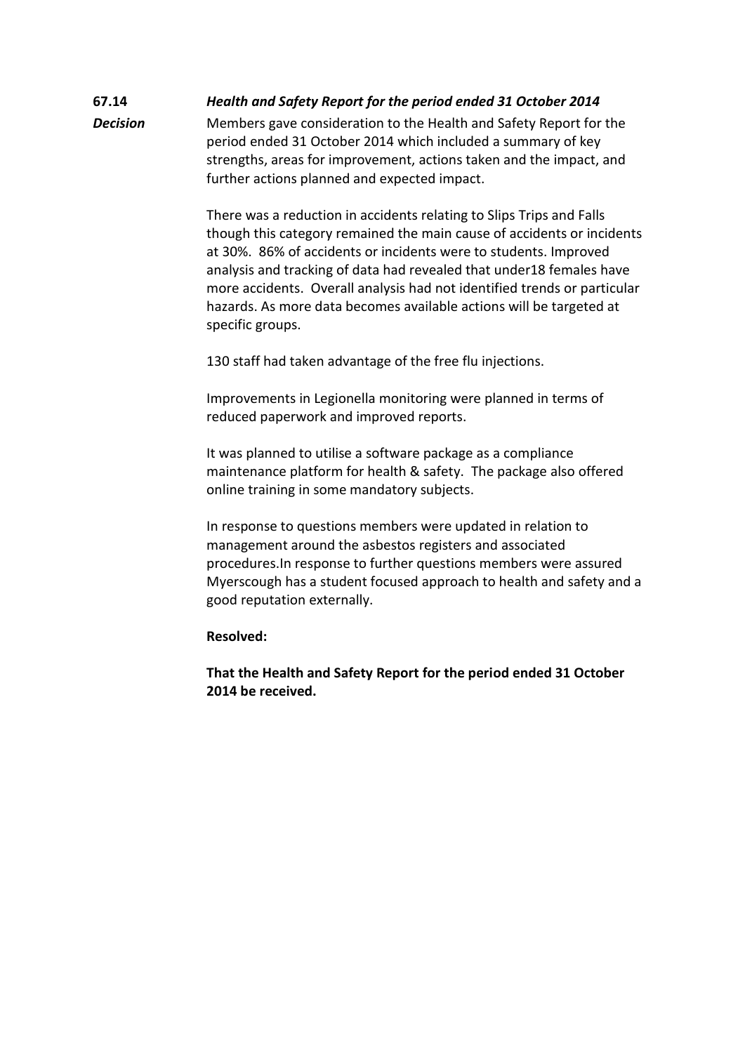**67.14** ***Health and Safety Report for the period ended 31 October 2014***

***Decision***

Members gave consideration to the Health and Safety Report for the period ended 31 October 2014 which included a summary of key strengths, areas for improvement, actions taken and the impact, and further actions planned and expected impact.

There was a reduction in accidents relating to Slips Trips and Falls though this category remained the main cause of accidents or incidents at 30%. 86% of accidents or incidents were to students. Improved analysis and tracking of data had revealed that under18 females have more accidents. Overall analysis had not identified trends or particular hazards. As more data becomes available actions will be targeted at specific groups.

130 staff had taken advantage of the free flu injections.

Improvements in Legionella monitoring were planned in terms of reduced paperwork and improved reports.

It was planned to utilise a software package as a compliance maintenance platform for health & safety. The package also offered online training in some mandatory subjects.

In response to questions members were updated in relation to management around the asbestos registers and associated procedures.In response to further questions members were assured Myerscough has a student focused approach to health and safety and a good reputation externally.

**Resolved:**

**That the Health and Safety Report for the period ended 31 October 2014 be received.**